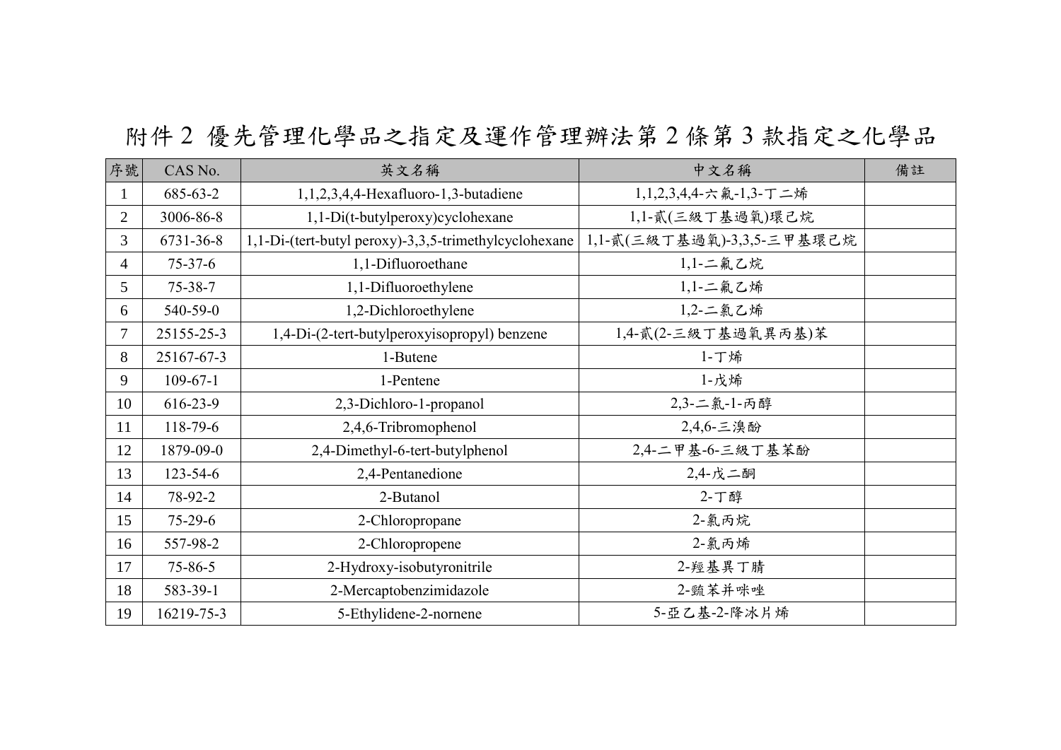# 附件 2 優先管理化學品之指定及運作管理辦法第 2 條第 3 款指定之化學品

| 序號 | CAS No. | 英文名稱 | 中文名稱 | 備註 |
|---|---|---|---|---|
| 1 | 685-63-2 | 1,1,2,3,4,4-Hexafluoro-1,3-butadiene | 1,1,2,3,4,4-六氟-1,3-丁二烯 | |
| 2 | 3006-86-8 | 1,1-Di(t-butylperoxy)cyclohexane | 1,1-貳(三級丁基過氧)環己烷 | |
| 3 | 6731-36-8 | 1,1-Di-(tert-butyl peroxy)-3,3,5-trimethylcyclohexane | 1,1-貳(三級丁基過氧)-3,3,5-三甲基環己烷 | |
| 4 | 75-37-6 | 1,1-Difluoroethane | 1,1-二氟乙烷 | |
| 5 | 75-38-7 | 1,1-Difluoroethylene | 1,1-二氟乙烯 | |
| 6 | 540-59-0 | 1,2-Dichloroethylene | 1,2-二氯乙烯 | |
| 7 | 25155-25-3 | 1,4-Di-(2-tert-butylperoxyisopropyl) benzene | 1,4-貳(2-三級丁基過氧異丙基)苯 | |
| 8 | 25167-67-3 | 1-Butene | 1-丁烯 | |
| 9 | 109-67-1 | 1-Pentene | 1-戊烯 | |
| 10 | 616-23-9 | 2,3-Dichloro-1-propanol | 2,3-二氯-1-丙醇 | |
| 11 | 118-79-6 | 2,4,6-Tribromophenol | 2,4,6-三溴酚 | |
| 12 | 1879-09-0 | 2,4-Dimethyl-6-tert-butylphenol | 2,4-二甲基-6-三級丁基苯酚 | |
| 13 | 123-54-6 | 2,4-Pentanedione | 2,4-戊二酮 | |
| 14 | 78-92-2 | 2-Butanol | 2-丁醇 | |
| 15 | 75-29-6 | 2-Chloropropane | 2-氯丙烷 | |
| 16 | 557-98-2 | 2-Chloropropene | 2-氯丙烯 | |
| 17 | 75-86-5 | 2-Hydroxy-isobutyronitrile | 2-羥基異丁腈 | |
| 18 | 583-39-1 | 2-Mercaptobenzimidazole | 2-巰苯并咪唑 | |
| 19 | 16219-75-3 | 5-Ethylidene-2-nornene | 5-亞乙基-2-降冰片烯 | |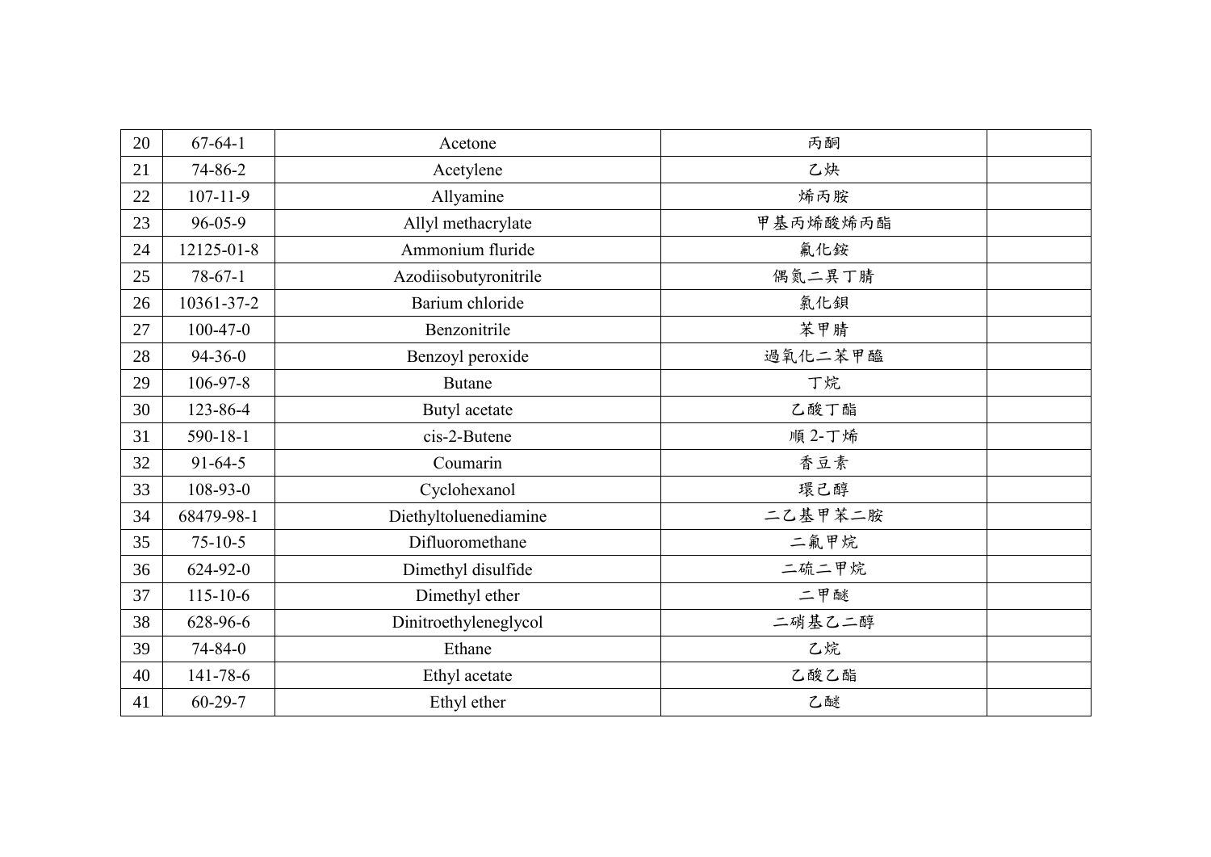| 20 | 67-64-1 | Acetone | 丙酮 | |
|---|---|---|---|---|
| 21 | 74-86-2 | Acetylene | 乙炔 | |
| 22 | 107-11-9 | Allyamine | 烯丙胺 | |
| 23 | 96-05-9 | Allyl methacrylate | 甲基丙烯酸烯丙酯 | |
| 24 | 12125-01-8 | Ammonium fluride | 氟化銨 | |
| 25 | 78-67-1 | Azodiisobutyronitrile | 偶氮二異丁腈 | |
| 26 | 10361-37-2 | Barium chloride | 氯化鋇 | |
| 27 | 100-47-0 | Benzonitrile | 苯甲腈 | |
| 28 | 94-36-0 | Benzoyl peroxide | 過氧化二苯甲醯 | |
| 29 | 106-97-8 | Butane | 丁烷 | |
| 30 | 123-86-4 | Butyl acetate | 乙酸丁酯 | |
| 31 | 590-18-1 | cis-2-Butene | 順 2-丁烯 | |
| 32 | 91-64-5 | Coumarin | 香豆素 | |
| 33 | 108-93-0 | Cyclohexanol | 環己醇 | |
| 34 | 68479-98-1 | Diethyltoluenediamine | 二乙基甲苯二胺 | |
| 35 | 75-10-5 | Difluoromethane | 二氟甲烷 | |
| 36 | 624-92-0 | Dimethyl disulfide | 二硫二甲烷 | |
| 37 | 115-10-6 | Dimethyl ether | 二甲醚 | |
| 38 | 628-96-6 | Dinitroethyleneglycol | 二硝基乙二醇 | |
| 39 | 74-84-0 | Ethane | 乙烷 | |
| 40 | 141-78-6 | Ethyl acetate | 乙酸乙酯 | |
| 41 | 60-29-7 | Ethyl ether | 乙醚 | |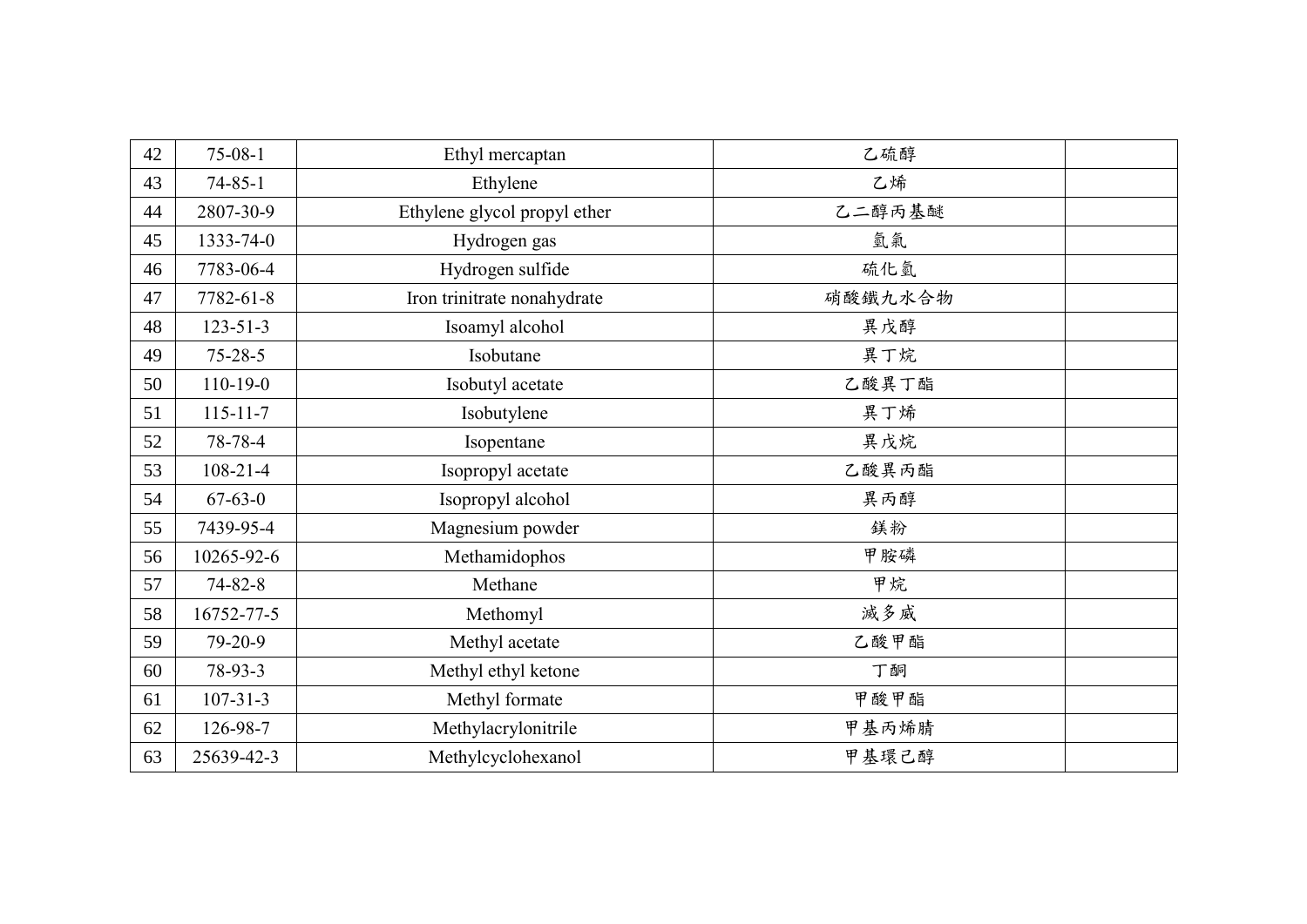| 42 | 75-08-1 | Ethyl mercaptan | 乙硫醇 | |
|---|---|---|---|---|
| 43 | 74-85-1 | Ethylene | 乙烯 | |
| 44 | 2807-30-9 | Ethylene glycol propyl ether | 乙二醇丙基醚 | |
| 45 | 1333-74-0 | Hydrogen gas | 氫氣 | |
| 46 | 7783-06-4 | Hydrogen sulfide | 硫化氫 | |
| 47 | 7782-61-8 | Iron trinitrate nonahydrate | 硝酸鐵九水合物 | |
| 48 | 123-51-3 | Isoamyl alcohol | 異戊醇 | |
| 49 | 75-28-5 | Isobutane | 異丁烷 | |
| 50 | 110-19-0 | Isobutyl acetate | 乙酸異丁酯 | |
| 51 | 115-11-7 | Isobutylene | 異丁烯 | |
| 52 | 78-78-4 | Isopentane | 異戊烷 | |
| 53 | 108-21-4 | Isopropyl acetate | 乙酸異丙酯 | |
| 54 | 67-63-0 | Isopropyl alcohol | 異丙醇 | |
| 55 | 7439-95-4 | Magnesium powder | 鎂粉 | |
| 56 | 10265-92-6 | Methamidophos | 甲胺磷 | |
| 57 | 74-82-8 | Methane | 甲烷 | |
| 58 | 16752-77-5 | Methomyl | 滅多威 | |
| 59 | 79-20-9 | Methyl acetate | 乙酸甲酯 | |
| 60 | 78-93-3 | Methyl ethyl ketone | 丁酮 | |
| 61 | 107-31-3 | Methyl formate | 甲酸甲酯 | |
| 62 | 126-98-7 | Methylacrylonitrile | 甲基丙烯腈 | |
| 63 | 25639-42-3 | Methylcyclohexanol | 甲基環己醇 | |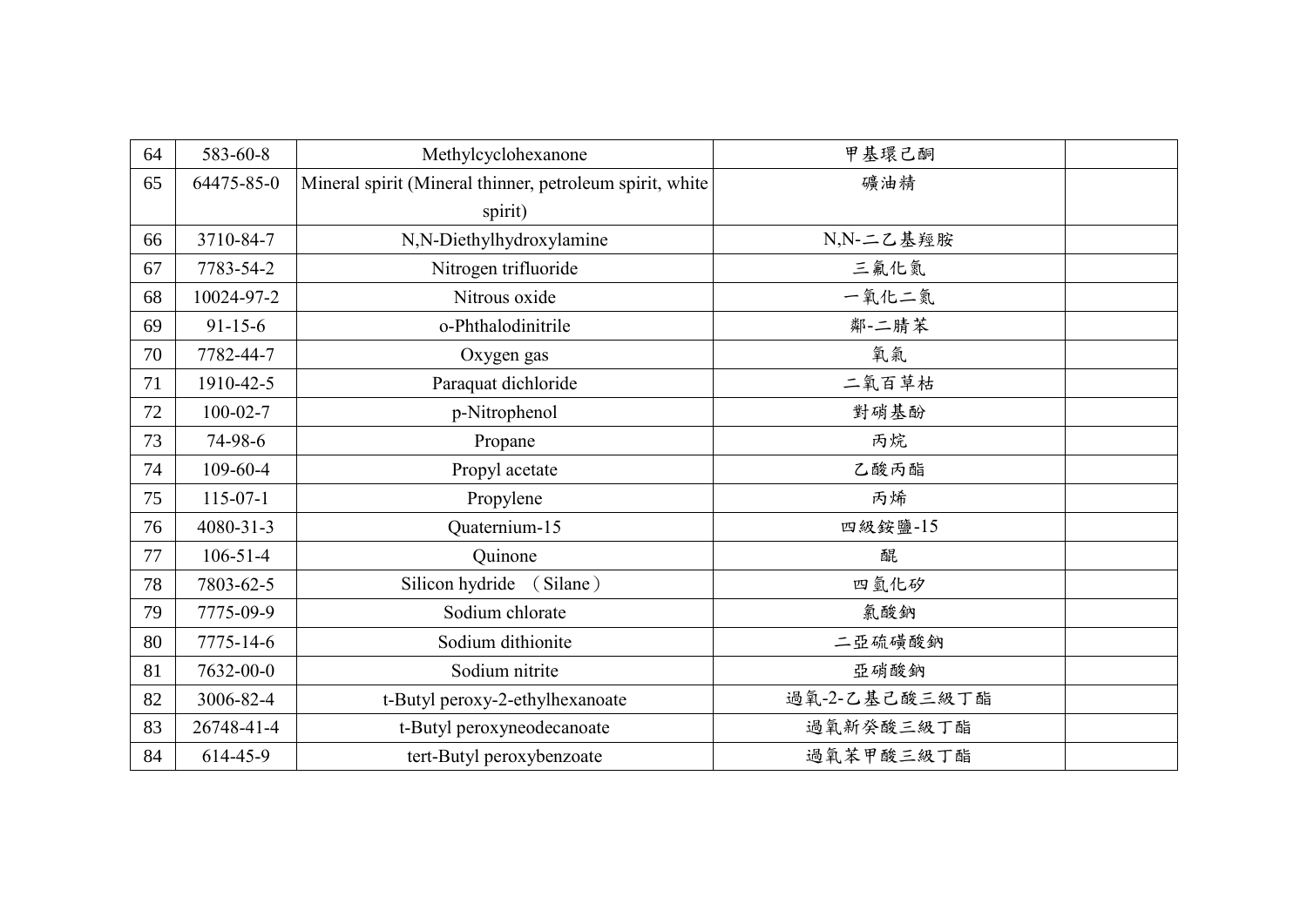| 64 | 583-60-8 | Methylcyclohexanone | 甲基環己酮 | |
|---|---|---|---|---|
| 65 | 64475-85-0 | Mineral spirit (Mineral thinner, petroleum spirit, white spirit) | 礦油精 | |
| 66 | 3710-84-7 | N,N-Diethylhydroxylamine | N,N-二乙基羥胺 | |
| 67 | 7783-54-2 | Nitrogen trifluoride | 三氟化氮 | |
| 68 | 10024-97-2 | Nitrous oxide | 一氧化二氮 | |
| 69 | 91-15-6 | o-Phthalodinitrile | 鄰-二腈苯 | |
| 70 | 7782-44-7 | Oxygen gas | 氧氣 | |
| 71 | 1910-42-5 | Paraquat dichloride | 二氯百草枯 | |
| 72 | 100-02-7 | p-Nitrophenol | 對硝基酚 | |
| 73 | 74-98-6 | Propane | 丙烷 | |
| 74 | 109-60-4 | Propyl acetate | 乙酸丙酯 | |
| 75 | 115-07-1 | Propylene | 丙烯 | |
| 76 | 4080-31-3 | Quaternium-15 | 四級銨鹽-15 | |
| 77 | 106-51-4 | Quinone | 醌 | |
| 78 | 7803-62-5 | Silicon hydride （Silane） | 四氫化矽 | |
| 79 | 7775-09-9 | Sodium chlorate | 氯酸鈉 | |
| 80 | 7775-14-6 | Sodium dithionite | 二亞硫磺酸鈉 | |
| 81 | 7632-00-0 | Sodium nitrite | 亞硝酸鈉 | |
| 82 | 3006-82-4 | t-Butyl peroxy-2-ethylhexanoate | 過氧-2-乙基己酸三級丁酯 | |
| 83 | 26748-41-4 | t-Butyl peroxyneodecanoate | 過氧新癸酸三級丁酯 | |
| 84 | 614-45-9 | tert-Butyl peroxybenzoate | 過氧苯甲酸三級丁酯 | |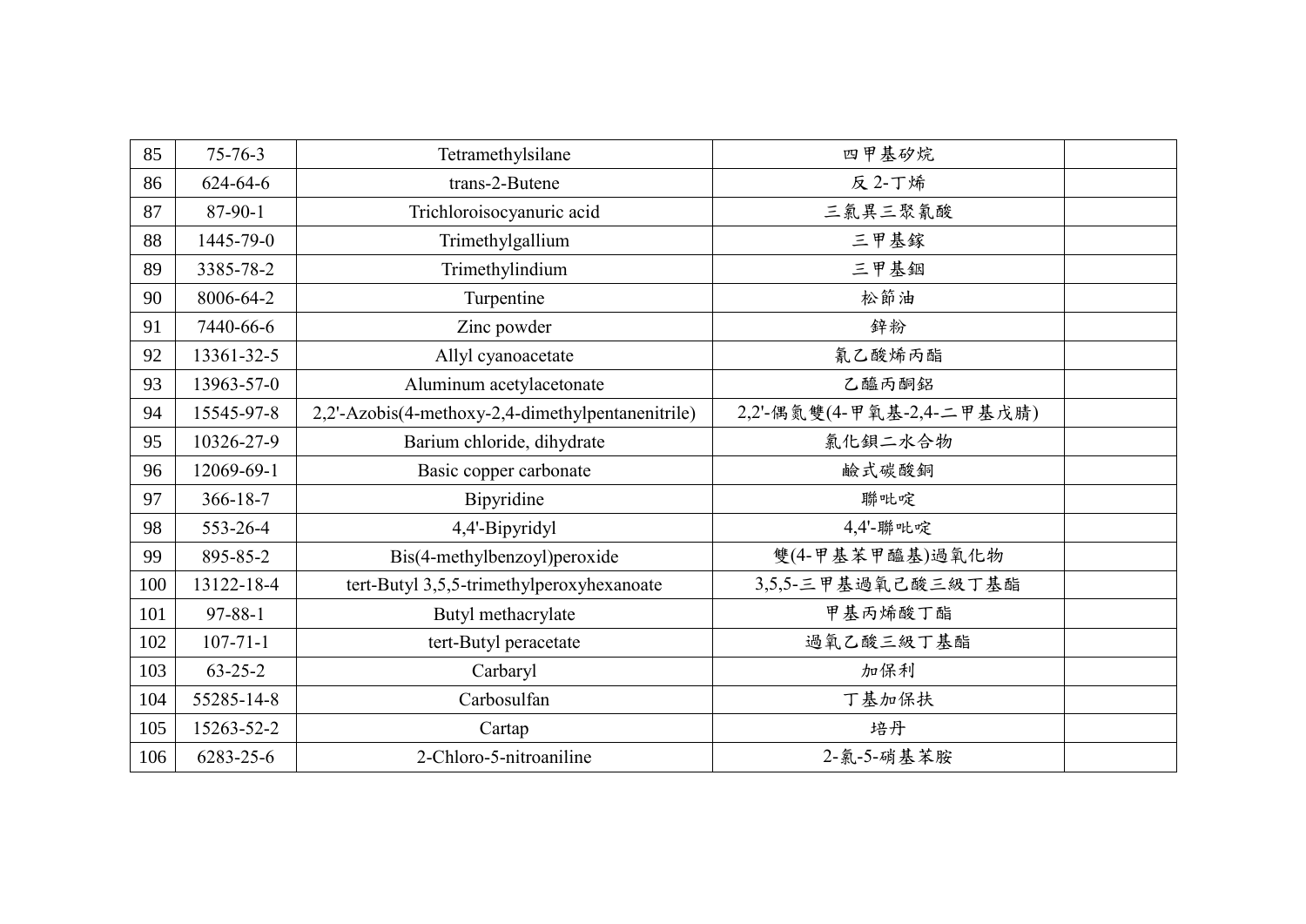| 85 | 75-76-3 | Tetramethylsilane | 四甲基矽烷 | |
|---|---|---|---|---|
| 86 | 624-64-6 | trans-2-Butene | 反 2-丁烯 | |
| 87 | 87-90-1 | Trichloroisocyanuric acid | 三氯異三聚氰酸 | |
| 88 | 1445-79-0 | Trimethylgallium | 三甲基鎵 | |
| 89 | 3385-78-2 | Trimethylindium | 三甲基銦 | |
| 90 | 8006-64-2 | Turpentine | 松節油 | |
| 91 | 7440-66-6 | Zinc powder | 鋅粉 | |
| 92 | 13361-32-5 | Allyl cyanoacetate | 氰乙酸烯丙酯 | |
| 93 | 13963-57-0 | Aluminum acetylacetonate | 乙醯丙酮鋁 | |
| 94 | 15545-97-8 | 2,2'-Azobis(4-methoxy-2,4-dimethylpentanenitrile) | 2,2'-偶氮雙(4-甲氧基-2,4-二甲基戊腈) | |
| 95 | 10326-27-9 | Barium chloride, dihydrate | 氯化鋇二水合物 | |
| 96 | 12069-69-1 | Basic copper carbonate | 鹼式碳酸銅 | |
| 97 | 366-18-7 | Bipyridine | 聯吡啶 | |
| 98 | 553-26-4 | 4,4'-Bipyridyl | 4,4'-聯吡啶 | |
| 99 | 895-85-2 | Bis(4-methylbenzoyl)peroxide | 雙(4-甲基苯甲醯基)過氧化物 | |
| 100 | 13122-18-4 | tert-Butyl 3,5,5-trimethylperoxyhexanoate | 3,5,5-三甲基過氧己酸三級丁基酯 | |
| 101 | 97-88-1 | Butyl methacrylate | 甲基丙烯酸丁酯 | |
| 102 | 107-71-1 | tert-Butyl peracetate | 過氧乙酸三級丁基酯 | |
| 103 | 63-25-2 | Carbaryl | 加保利 | |
| 104 | 55285-14-8 | Carbosulfan | 丁基加保扶 | |
| 105 | 15263-52-2 | Cartap | 培丹 | |
| 106 | 6283-25-6 | 2-Chloro-5-nitroaniline | 2-氯-5-硝基苯胺 | |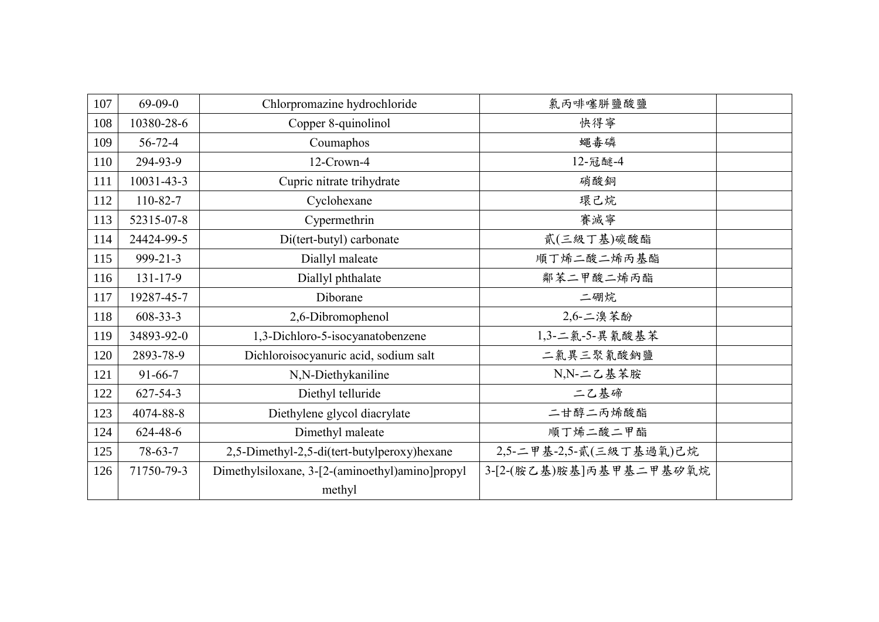| 107 | 69-09-0 | Chlorpromazine hydrochloride | 氯丙啡噻肼鹽酸鹽 | |
|---|---|---|---|---|
| 108 | 10380-28-6 | Copper 8-quinolinol | 快得寧 | |
| 109 | 56-72-4 | Coumaphos | 蠅毒磷 | |
| 110 | 294-93-9 | 12-Crown-4 | 12-冠醚-4 | |
| 111 | 10031-43-3 | Cupric nitrate trihydrate | 硝酸銅 | |
| 112 | 110-82-7 | Cyclohexane | 環己烷 | |
| 113 | 52315-07-8 | Cypermethrin | 賽滅寧 | |
| 114 | 24424-99-5 | Di(tert-butyl) carbonate | 貳(三級丁基)碳酸酯 | |
| 115 | 999-21-3 | Diallyl maleate | 順丁烯二酸二烯丙基酯 | |
| 116 | 131-17-9 | Diallyl phthalate | 鄰苯二甲酸二烯丙酯 | |
| 117 | 19287-45-7 | Diborane | 二硼烷 | |
| 118 | 608-33-3 | 2,6-Dibromophenol | 2,6-二溴苯酚 | |
| 119 | 34893-92-0 | 1,3-Dichloro-5-isocyanatobenzene | 1,3-二氯-5-異氰酸基苯 | |
| 120 | 2893-78-9 | Dichloroisocyanuric acid, sodium salt | 二氯異三聚氰酸鈉鹽 | |
| 121 | 91-66-7 | N,N-Diethykaniline | N,N-二乙基苯胺 | |
| 122 | 627-54-3 | Diethyl telluride | 二乙基碲 | |
| 123 | 4074-88-8 | Diethylene glycol diacrylate | 二甘醇二丙烯酸酯 | |
| 124 | 624-48-6 | Dimethyl maleate | 順丁烯二酸二甲酯 | |
| 125 | 78-63-7 | 2,5-Dimethyl-2,5-di(tert-butylperoxy)hexane | 2,5-二甲基-2,5-貳(三級丁基過氧)己烷 | |
| 126 | 71750-79-3 | Dimethylsiloxane, 3-[2-(aminoethyl)amino]propyl methyl | 3-[2-(胺乙基)胺基]丙基甲基二甲基矽氧烷 | |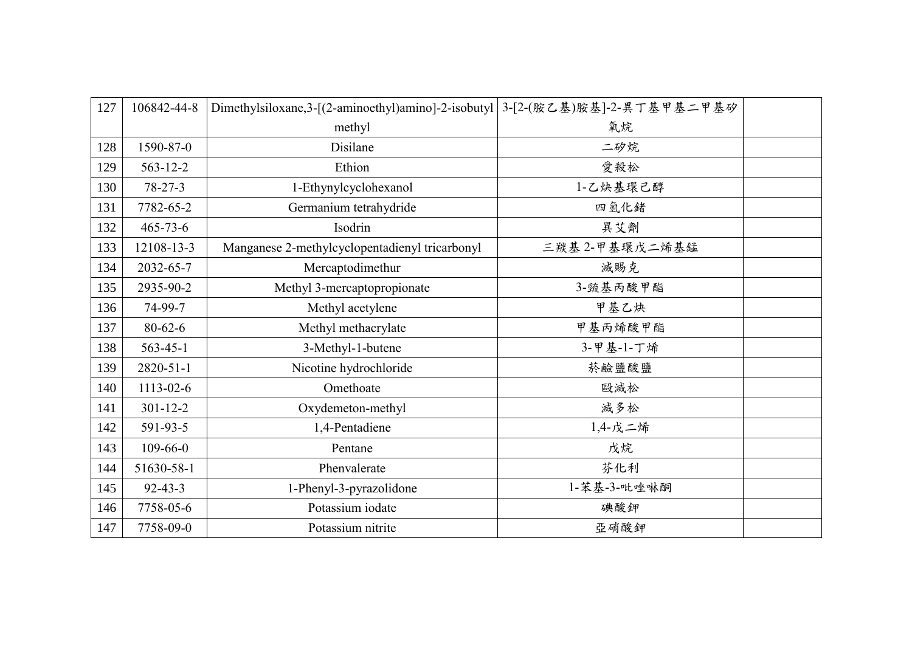| 127 | 106842-44-8 | Dimethylsiloxane,3-[(2-aminoethyl)amino]-2-isobutyl methyl | 3-[2-(胺乙基)胺基]-2-異丁基甲基二甲基矽氧烷 | |
|---|---|---|---|---|
| 128 | 1590-87-0 | Disilane | 二矽烷 | |
| 129 | 563-12-2 | Ethion | 愛殺松 | |
| 130 | 78-27-3 | 1-Ethynylcyclohexanol | 1-乙炔基環己醇 | |
| 131 | 7782-65-2 | Germanium tetrahydride | 四氫化鍺 | |
| 132 | 465-73-6 | Isodrin | 異艾劑 | |
| 133 | 12108-13-3 | Manganese 2-methylcyclopentadienyl tricarbonyl | 三羰基 2-甲基環戊二烯基錳 | |
| 134 | 2032-65-7 | Mercaptodimethur | 滅賜克 | |
| 135 | 2935-90-2 | Methyl 3-mercaptopropionate | 3-巰基丙酸甲酯 | |
| 136 | 74-99-7 | Methyl acetylene | 甲基乙炔 | |
| 137 | 80-62-6 | Methyl methacrylate | 甲基丙烯酸甲酯 | |
| 138 | 563-45-1 | 3-Methyl-1-butene | 3-甲基-1-丁烯 | |
| 139 | 2820-51-1 | Nicotine hydrochloride | 菸鹼鹽酸鹽 | |
| 140 | 1113-02-6 | Omethoate | 毆滅松 | |
| 141 | 301-12-2 | Oxydemeton-methyl | 滅多松 | |
| 142 | 591-93-5 | 1,4-Pentadiene | 1,4-戊二烯 | |
| 143 | 109-66-0 | Pentane | 戊烷 | |
| 144 | 51630-58-1 | Phenvalerate | 芬化利 | |
| 145 | 92-43-3 | 1-Phenyl-3-pyrazolidone | 1-苯基-3-吡唑啉酮 | |
| 146 | 7758-05-6 | Potassium iodate | 碘酸鉀 | |
| 147 | 7758-09-0 | Potassium nitrite | 亞硝酸鉀 | |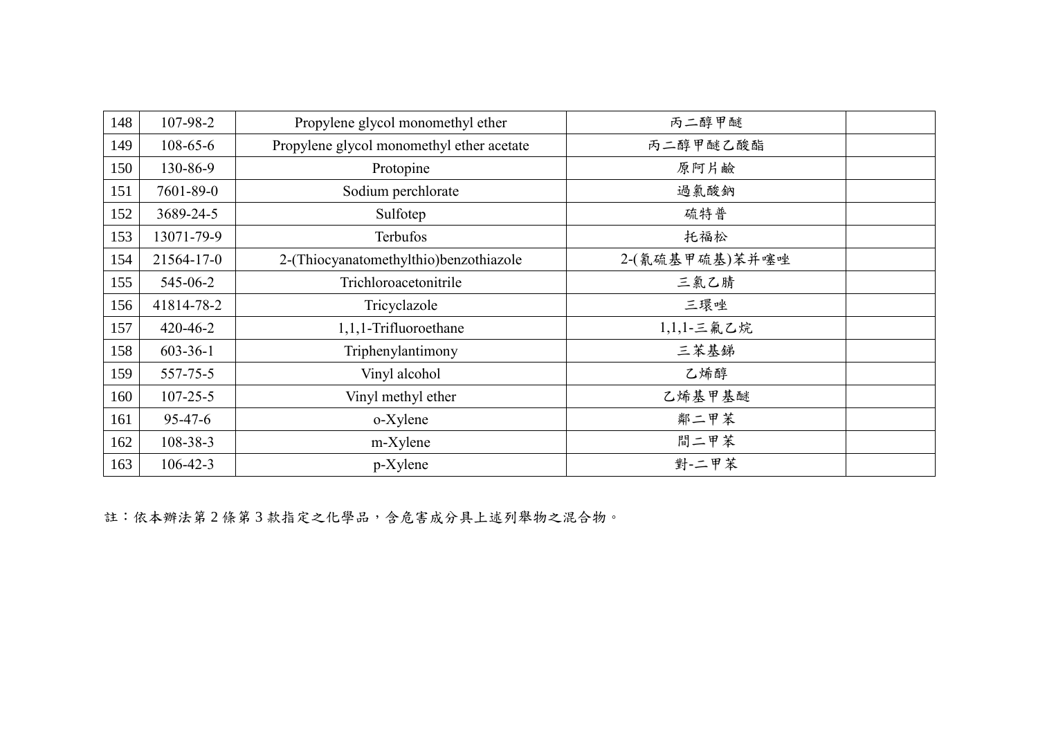| | | | | |
|---|---|---|---|---|
| 148 | 107-98-2 | Propylene glycol monomethyl ether | 丙二醇甲醚 | |
| 149 | 108-65-6 | Propylene glycol monomethyl ether acetate | 丙二醇甲醚乙酸酯 | |
| 150 | 130-86-9 | Protopine | 原阿片鹼 | |
| 151 | 7601-89-0 | Sodium perchlorate | 過氯酸鈉 | |
| 152 | 3689-24-5 | Sulfotep | 硫特普 | |
| 153 | 13071-79-9 | Terbufos | 托福松 | |
| 154 | 21564-17-0 | 2-(Thiocyanatomethylthio)benzothiazole | 2-(氰硫基甲硫基)苯并噻唑 | |
| 155 | 545-06-2 | Trichloroacetonitrile | 三氯乙腈 | |
| 156 | 41814-78-2 | Tricyclazole | 三環唑 | |
| 157 | 420-46-2 | 1,1,1-Trifluoroethane | 1,1,1-三氟乙烷 | |
| 158 | 603-36-1 | Triphenylantimony | 三苯基銻 | |
| 159 | 557-75-5 | Vinyl alcohol | 乙烯醇 | |
| 160 | 107-25-5 | Vinyl methyl ether | 乙烯基甲基醚 | |
| 161 | 95-47-6 | o-Xylene | 鄰二甲苯 | |
| 162 | 108-38-3 | m-Xylene | 間二甲苯 | |
| 163 | 106-42-3 | p-Xylene | 對-二甲苯 | |

註：依本辦法第 2 條第 3 款指定之化學品，含危害成分具上述列舉物之混合物。